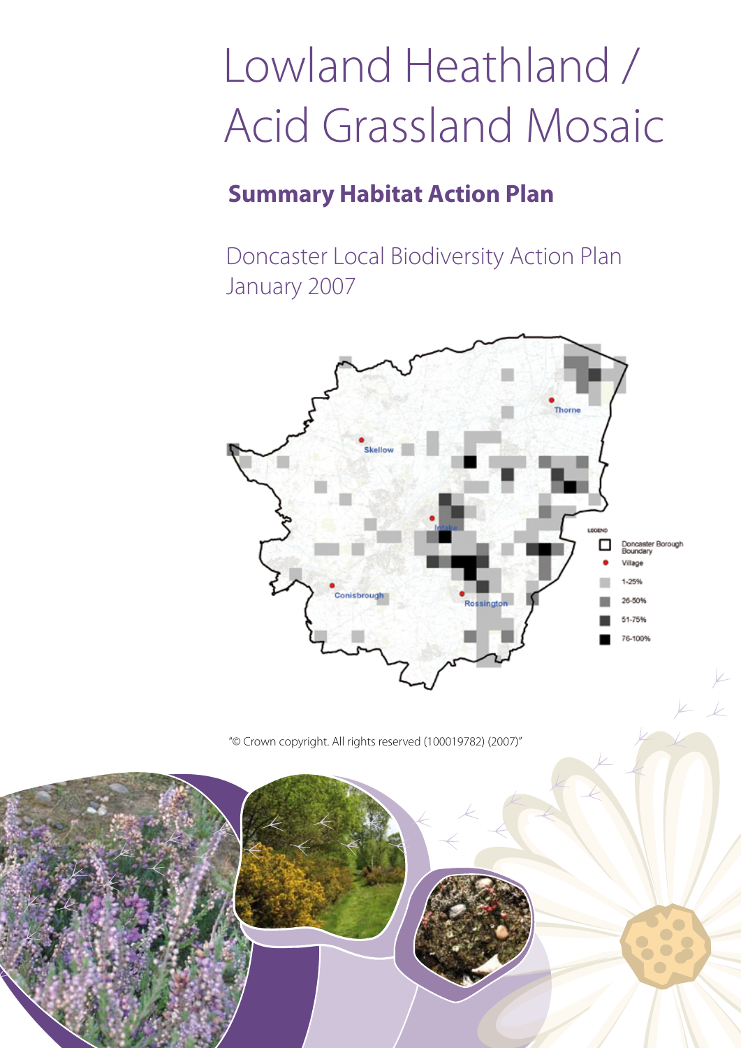# Lowland Heathland / Acid Grassland Mosaic

## Summary Habitat Action Plan

Doncaster Local Biodiversity Action Plan
January 2007

"© Crown copyright. All rights reserved (100019782) (2007)"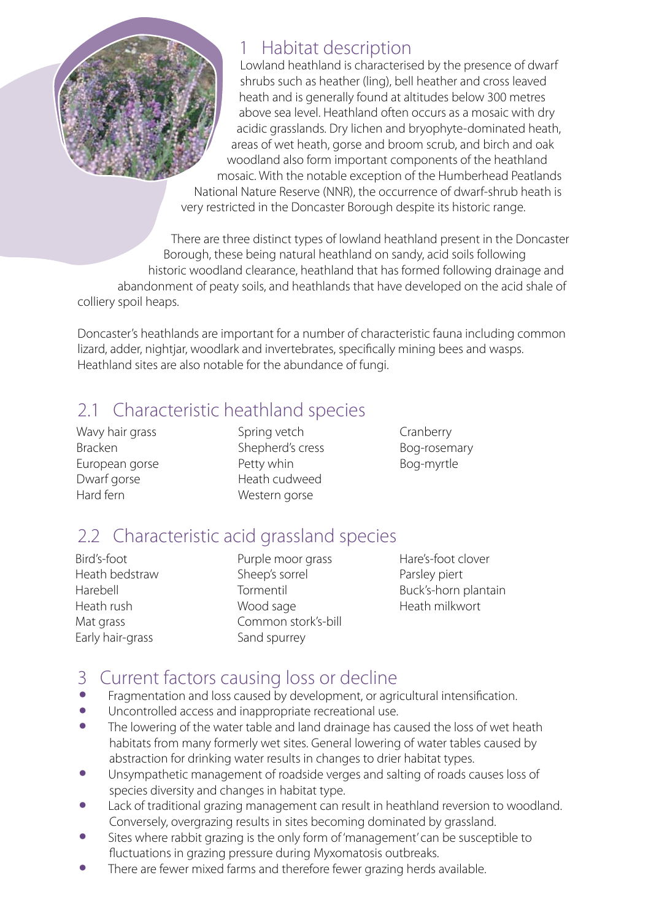## 1 Habitat description

Lowland heathland is characterised by the presence of dwarf shrubs such as heather (ling), bell heather and cross leaved heath and is generally found at altitudes below 300 metres above sea level. Heathland often occurs as a mosaic with dry acidic grasslands. Dry lichen and bryophyte-dominated heath, areas of wet heath, gorse and broom scrub, and birch and oak woodland also form important components of the heathland mosaic. With the notable exception of the Humberhead Peatlands National Nature Reserve (NNR), the occurrence of dwarf-shrub heath is very restricted in the Doncaster Borough despite its historic range.

There are three distinct types of lowland heathland present in the Doncaster Borough, these being natural heathland on sandy, acid soils following historic woodland clearance, heathland that has formed following drainage and abandonment of peaty soils, and heathlands that have developed on the acid shale of colliery spoil heaps.

Doncaster's heathlands are important for a number of characteristic fauna including common lizard, adder, nightjar, woodlark and invertebrates, specifically mining bees and wasps. Heathland sites are also notable for the abundance of fungi.

## 2.1 Characteristic heathland species

Wavy hair grass
Bracken
European gorse
Dwarf gorse
Hard fern
Spring vetch
Shepherd's cress
Petty whin
Heath cudweed
Western gorse
Cranberry
Bog-rosemary
Bog-myrtle

## 2.2 Characteristic acid grassland species

Bird's-foot
Heath bedstraw
Harebell
Heath rush
Mat grass
Early hair-grass
Purple moor grass
Sheep's sorrel
Tormentil
Wood sage
Common stork's-bill
Sand spurrey
Hare's-foot clover
Parsley piert
Buck's-horn plantain
Heath milkwort

## 3 Current factors causing loss or decline

- Fragmentation and loss caused by development, or agricultural intensification.
- Uncontrolled access and inappropriate recreational use.
- The lowering of the water table and land drainage has caused the loss of wet heath habitats from many formerly wet sites. General lowering of water tables caused by abstraction for drinking water results in changes to drier habitat types.
- Unsympathetic management of roadside verges and salting of roads causes loss of species diversity and changes in habitat type.
- Lack of traditional grazing management can result in heathland reversion to woodland. Conversely, overgrazing results in sites becoming dominated by grassland.
- Sites where rabbit grazing is the only form of 'management' can be susceptible to fluctuations in grazing pressure during Myxomatosis outbreaks.
- There are fewer mixed farms and therefore fewer grazing herds available.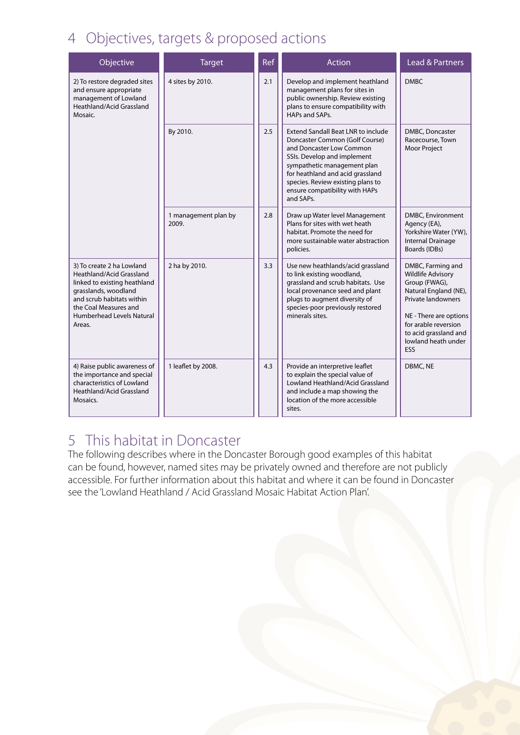## 4 Objectives, targets & proposed actions

| Objective | Target | Ref | Action | Lead & Partners |
|---|---|---|---|---|
| 2) To restore degraded sites and ensure appropriate management of Lowland Heathland/Acid Grassland Mosaic. | 4 sites by 2010. | 2.1 | Develop and implement heathland management plans for sites in public ownership. Review existing plans to ensure compatibility with HAPs and SAPs. | DMBC |
| | By 2010. | 2.5 | Extend Sandall Beat LNR to include Doncaster Common (Golf Course) and Doncaster Low Common SSIs. Develop and implement sympathetic management plan for heathland and acid grassland species. Review existing plans to ensure compatibility with HAPs and SAPs. | DMBC, Doncaster Racecourse, Town Moor Project |
| | 1 management plan by 2009. | 2.8 | Draw up Water level Management Plans for sites with wet heath habitat. Promote the need for more sustainable water abstraction policies. | DMBC, Environment Agency (EA), Yorkshire Water (YW), Internal Drainage Boards (IDBs) |
| 3) To create 2 ha Lowland Heathland/Acid Grassland linked to existing heathland grasslands, woodland and scrub habitats within the Coal Measures and Humberhead Levels Natural Areas. | 2 ha by 2010. | 3.3 | Use new heathlands/acid grassland to link existing woodland, grassland and scrub habitats. Use local provenance seed and plant plugs to augment diversity of species-poor previously restored minerals sites. | DMBC, Farming and Wildlife Advisory Group (FWAG), Natural England (NE), Private landowners<br><br>NE - There are options for arable reversion to acid grassland and lowland heath under ESS |
| 4) Raise public awareness of the importance and special characteristics of Lowland Heathland/Acid Grassland Mosaics. | 1 leaflet by 2008. | 4.3 | Provide an interpretive leaflet to explain the special value of Lowland Heathland/Acid Grassland and include a map showing the location of the more accessible sites. | DBMC, NE |

## 5 This habitat in Doncaster

The following describes where in the Doncaster Borough good examples of this habitat can be found, however, named sites may be privately owned and therefore are not publicly accessible. For further information about this habitat and where it can be found in Doncaster see the 'Lowland Heathland / Acid Grassland Mosaic Habitat Action Plan'.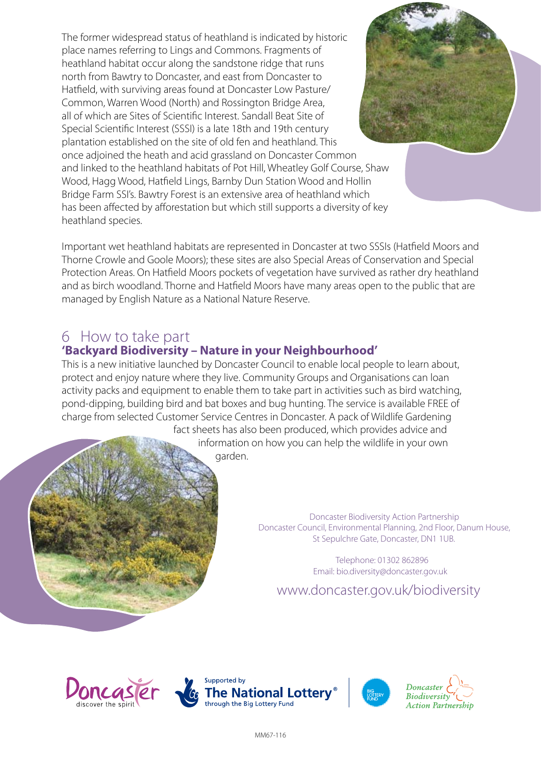The former widespread status of heathland is indicated by historic place names referring to Lings and Commons. Fragments of heathland habitat occur along the sandstone ridge that runs north from Bawtry to Doncaster, and east from Doncaster to Hatfield, with surviving areas found at Doncaster Low Pasture/ Common, Warren Wood (North) and Rossington Bridge Area, all of which are Sites of Scientific Interest. Sandall Beat Site of Special Scientific Interest (SSSI) is a late 18th and 19th century plantation established on the site of old fen and heathland. This once adjoined the heath and acid grassland on Doncaster Common and linked to the heathland habitats of Pot Hill, Wheatley Golf Course, Shaw Wood, Hagg Wood, Hatfield Lings, Barnby Dun Station Wood and Hollin Bridge Farm SSI's. Bawtry Forest is an extensive area of heathland which has been affected by afforestation but which still supports a diversity of key heathland species.

Important wet heathland habitats are represented in Doncaster at two SSSIs (Hatfield Moors and Thorne Crowle and Goole Moors); these sites are also Special Areas of Conservation and Special Protection Areas. On Hatfield Moors pockets of vegetation have survived as rather dry heathland and as birch woodland. Thorne and Hatfield Moors have many areas open to the public that are managed by English Nature as a National Nature Reserve.

## 6 How to take part

### 'Backyard Biodiversity – Nature in your Neighbourhood'

This is a new initiative launched by Doncaster Council to enable local people to learn about, protect and enjoy nature where they live. Community Groups and Organisations can loan activity packs and equipment to enable them to take part in activities such as bird watching, pond-dipping, building bird and bat boxes and bug hunting. The service is available FREE of charge from selected Customer Service Centres in Doncaster. A pack of Wildlife Gardening fact sheets has also been produced, which provides advice and information on how you can help the wildlife in your own garden.

Doncaster Biodiversity Action Partnership
Doncaster Council, Environmental Planning, 2nd Floor, Danum House, St Sepulchre Gate, Doncaster, DN1 1UB.

Telephone: 01302 862896
Email: bio.diversity@doncaster.gov.uk

www.doncaster.gov.uk/biodiversity

Doncaster discover the spirit | Supported by The National Lottery® through the Big Lottery Fund | Big Lottery Fund | Doncaster Biodiversity Action Partnership

MM67-116